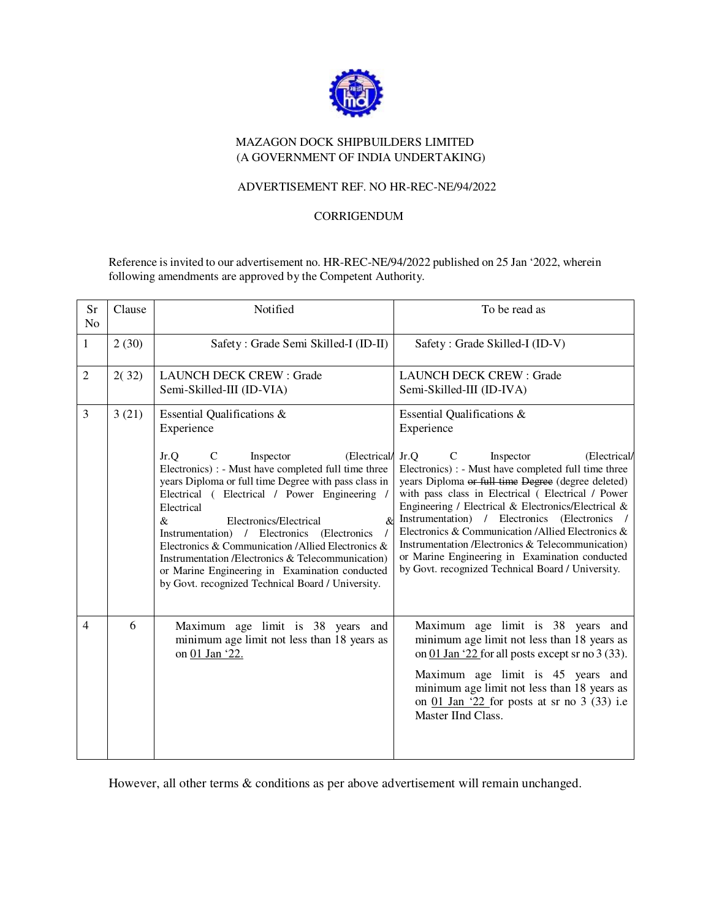MAZAGON DOCK SHIPBUILDERS LIMITED
(A GOVERNMENT OF INDIA UNDERTAKING)

ADVERTISEMENT REF. NO HR-REC-NE/94/2022

CORRIGENDUM

Reference is invited to our advertisement no. HR-REC-NE/94/2022 published on 25 Jan '2022, wherein following amendments are approved by the Competent Authority.

| Sr No | Clause | Notified | To be read as |
|---|---|---|---|
| 1 | 2 (30) | Safety : Grade Semi Skilled-I (ID-II) | Safety : Grade Skilled-I (ID-V) |
| 2 | 2( 32) | LAUNCH DECK CREW : Grade Semi-Skilled-III (ID-VIA) | LAUNCH DECK CREW : Grade Semi-Skilled-III (ID-IVA) |
| 3 | 3 (21) | Essential Qualifications & Experience<br><br>Jr.Q C Inspector (Electrical/ Electronics) : - Must have completed full time three years Diploma or full time Degree with pass class in Electrical ( Electrical / Power Engineering / Electrical & Electronics/Electrical & Instrumentation) / Electronics (Electronics / Electronics & Communication /Allied Electronics & Instrumentation /Electronics & Telecommunication) or Marine Engineering in Examination conducted by Govt. recognized Technical Board / University. | Essential Qualifications & Experience<br><br>Jr.Q C Inspector (Electrical/ Electronics) : - Must have completed full time three years Diploma ~~or full time Degree~~ (degree deleted) with pass class in Electrical ( Electrical / Power Engineering / Electrical & Electronics/Electrical & Instrumentation) / Electronics (Electronics / Electronics & Communication /Allied Electronics & Instrumentation /Electronics & Telecommunication) or Marine Engineering in Examination conducted by Govt. recognized Technical Board / University. |
| 4 | 6 | Maximum age limit is 38 years and minimum age limit not less than 18 years as on 01 Jan '22. | Maximum age limit is 38 years and minimum age limit not less than 18 years as on 01 Jan '22 for all posts except sr no 3 (33).<br><br>Maximum age limit is 45 years and minimum age limit not less than 18 years as on 01 Jan '22 for posts at sr no 3 (33) i.e Master IInd Class. |

However, all other terms & conditions as per above advertisement will remain unchanged.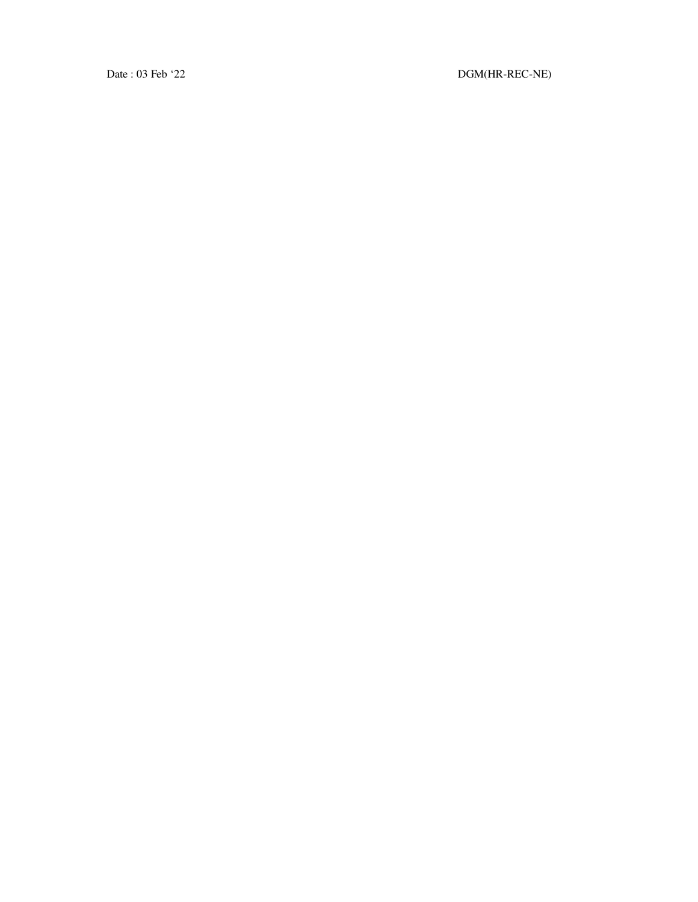Date : 03 Feb '22

DGM(HR-REC-NE)